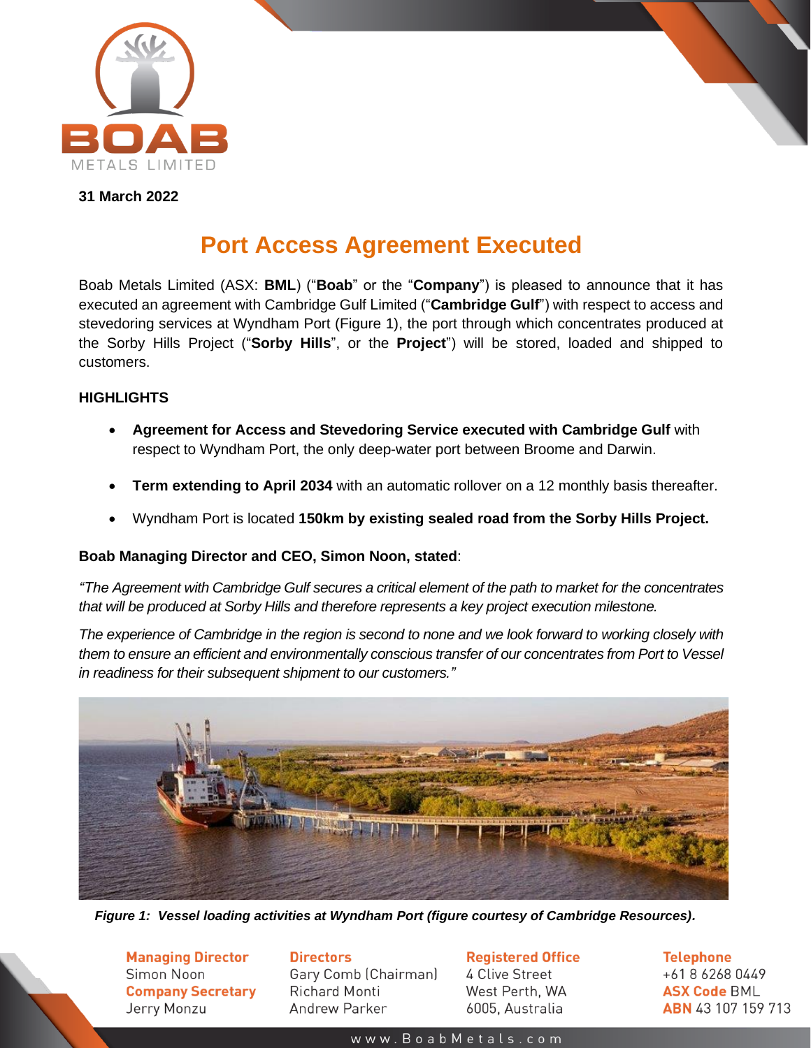**31 March 2022**

# Port Access Agreement Executed

Boab Metals Limited (ASX: **BML**) ("**Boab**" or the "**Company**") is pleased to announce that it has executed an agreement with Cambridge Gulf Limited ("**Cambridge Gulf**") with respect to access and stevedoring services at Wyndham Port (Figure 1), the port through which concentrates produced at the Sorby Hills Project ("**Sorby Hills**", or the **Project**") will be stored, loaded and shipped to customers.

**HIGHLIGHTS**

- **Agreement for Access and Stevedoring Service executed with Cambridge Gulf** with respect to Wyndham Port, the only deep-water port between Broome and Darwin.
- **Term extending to April 2034** with an automatic rollover on a 12 monthly basis thereafter.
- Wyndham Port is located **150km by existing sealed road from the Sorby Hills Project.**

**Boab Managing Director and CEO, Simon Noon, stated**:

*"The Agreement with Cambridge Gulf secures a critical element of the path to market for the concentrates that will be produced at Sorby Hills and therefore represents a key project execution milestone.*

*The experience of Cambridge in the region is second to none and we look forward to working closely with them to ensure an efficient and environmentally conscious transfer of our concentrates from Port to Vessel in readiness for their subsequent shipment to our customers."*

***Figure 1: Vessel loading activities at Wyndham Port (figure courtesy of Cambridge Resources).***

**Managing Director** Simon Noon
**Company Secretary** Jerry Monzu

**Directors** Gary Comb (Chairman), Richard Monti, Andrew Parker

**Registered Office** 4 Clive Street, West Perth, WA 6005, Australia

**Telephone** +61 8 6268 0449
**ASX Code** BML
**ABN** 43 107 159 713

www.BoabMetals.com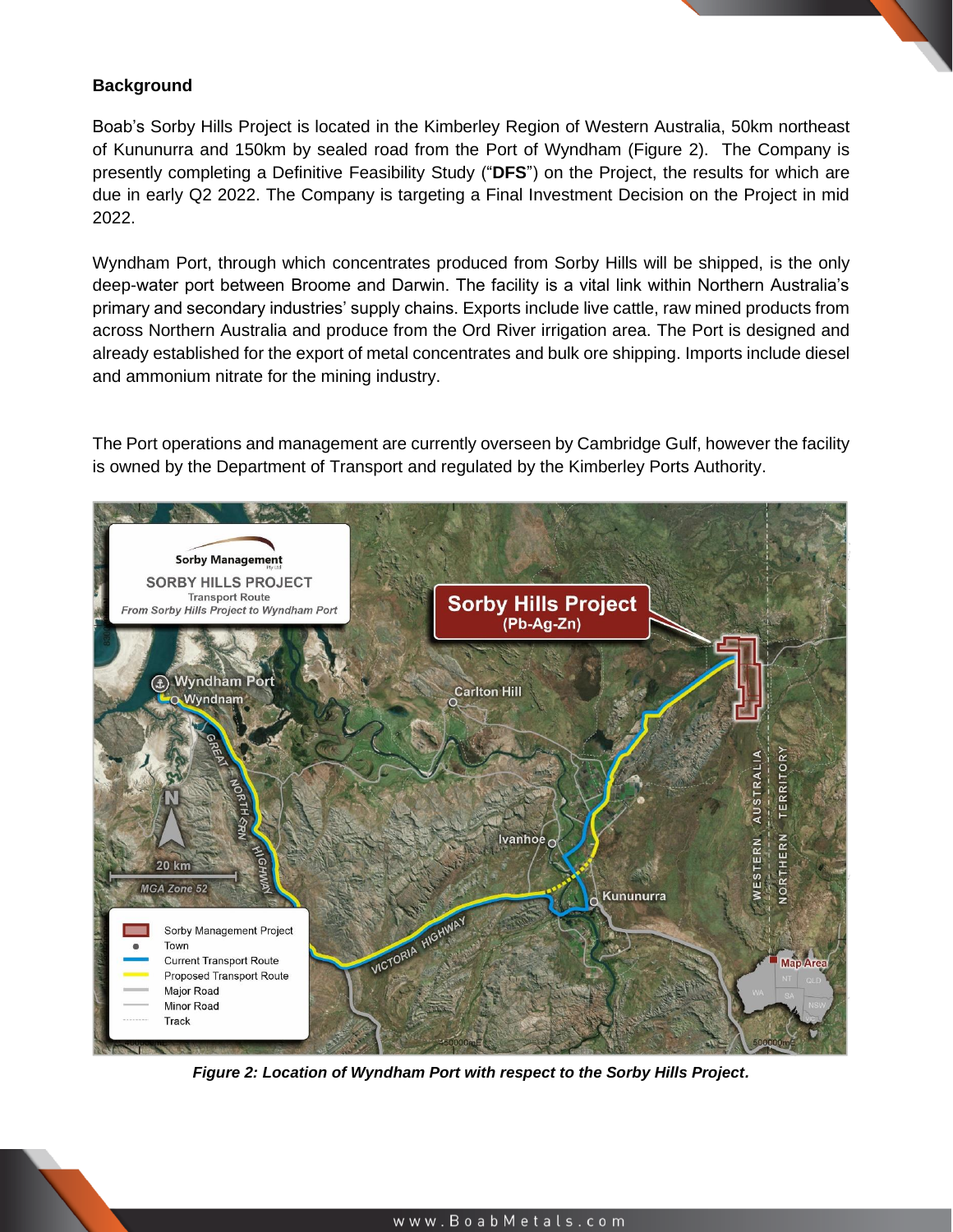## Background

Boab's Sorby Hills Project is located in the Kimberley Region of Western Australia, 50km northeast of Kununurra and 150km by sealed road from the Port of Wyndham (Figure 2). The Company is presently completing a Definitive Feasibility Study ("**DFS**") on the Project, the results for which are due in early Q2 2022. The Company is targeting a Final Investment Decision on the Project in mid 2022.

Wyndham Port, through which concentrates produced from Sorby Hills will be shipped, is the only deep-water port between Broome and Darwin. The facility is a vital link within Northern Australia's primary and secondary industries' supply chains. Exports include live cattle, raw mined products from across Northern Australia and produce from the Ord River irrigation area. The Port is designed and already established for the export of metal concentrates and bulk ore shipping. Imports include diesel and ammonium nitrate for the mining industry.

The Port operations and management are currently overseen by Cambridge Gulf, however the facility is owned by the Department of Transport and regulated by the Kimberley Ports Authority.

Sorby Management
SORBY HILLS PROJECT
Transport Route
From Sorby Hills Project to Wyndham Port

Sorby Hills Project
(Pb-Ag-Zn)

Wyndham Port
Wyndham
Carlton Hill
Ivanhoe
Kununurra
GREAT NORTHERN HIGHWAY
VICTORIA HIGHWAY
WESTERN AUSTRALIA
NORTHERN TERRITORY
20 km
MGA Zone 52

Sorby Management Project
Town
Current Transport Route
Proposed Transport Route
Major Road
Minor Road
Track

Map Area

*Figure 2: Location of Wyndham Port with respect to the Sorby Hills Project.*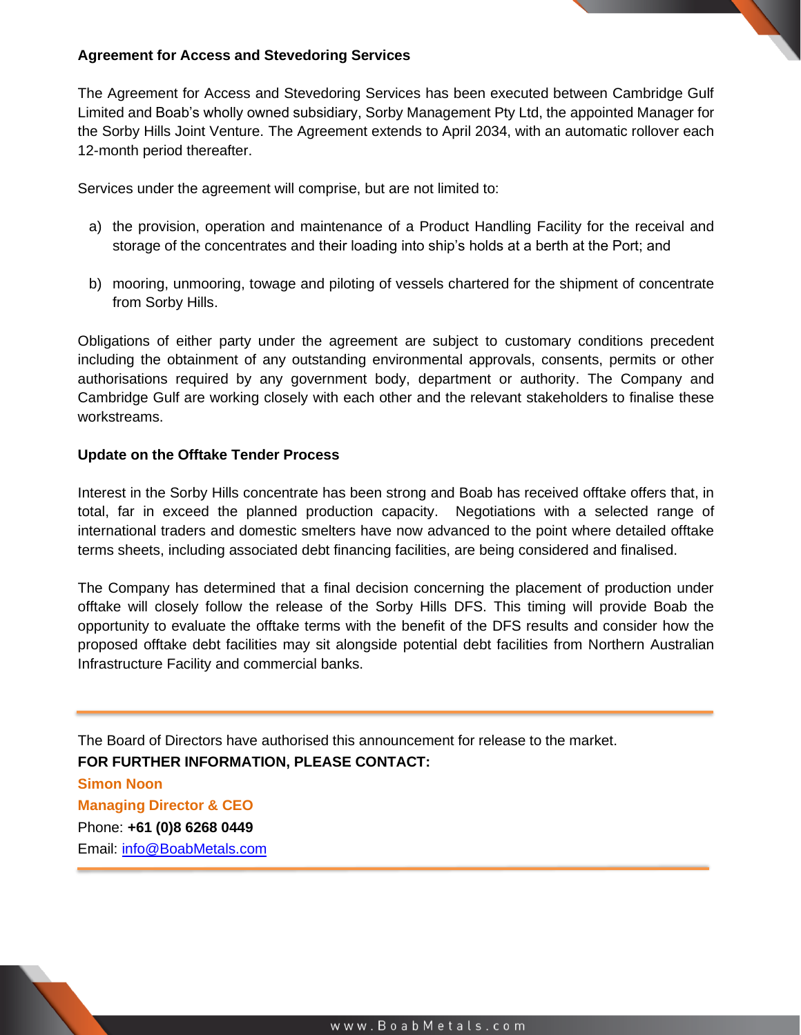**Agreement for Access and Stevedoring Services**

The Agreement for Access and Stevedoring Services has been executed between Cambridge Gulf Limited and Boab's wholly owned subsidiary, Sorby Management Pty Ltd, the appointed Manager for the Sorby Hills Joint Venture. The Agreement extends to April 2034, with an automatic rollover each 12-month period thereafter.

Services under the agreement will comprise, but are not limited to:

a) the provision, operation and maintenance of a Product Handling Facility for the receival and storage of the concentrates and their loading into ship's holds at a berth at the Port; and

b) mooring, unmooring, towage and piloting of vessels chartered for the shipment of concentrate from Sorby Hills.

Obligations of either party under the agreement are subject to customary conditions precedent including the obtainment of any outstanding environmental approvals, consents, permits or other authorisations required by any government body, department or authority. The Company and Cambridge Gulf are working closely with each other and the relevant stakeholders to finalise these workstreams.

**Update on the Offtake Tender Process**

Interest in the Sorby Hills concentrate has been strong and Boab has received offtake offers that, in total, far in exceed the planned production capacity. Negotiations with a selected range of international traders and domestic smelters have now advanced to the point where detailed offtake terms sheets, including associated debt financing facilities, are being considered and finalised.

The Company has determined that a final decision concerning the placement of production under offtake will closely follow the release of the Sorby Hills DFS. This timing will provide Boab the opportunity to evaluate the offtake terms with the benefit of the DFS results and consider how the proposed offtake debt facilities may sit alongside potential debt facilities from Northern Australian Infrastructure Facility and commercial banks.

---

The Board of Directors have authorised this announcement for release to the market.

**FOR FURTHER INFORMATION, PLEASE CONTACT:**

**Simon Noon**

**Managing Director & CEO**

Phone: **+61 (0)8 6268 0449**

Email: info@BoabMetals.com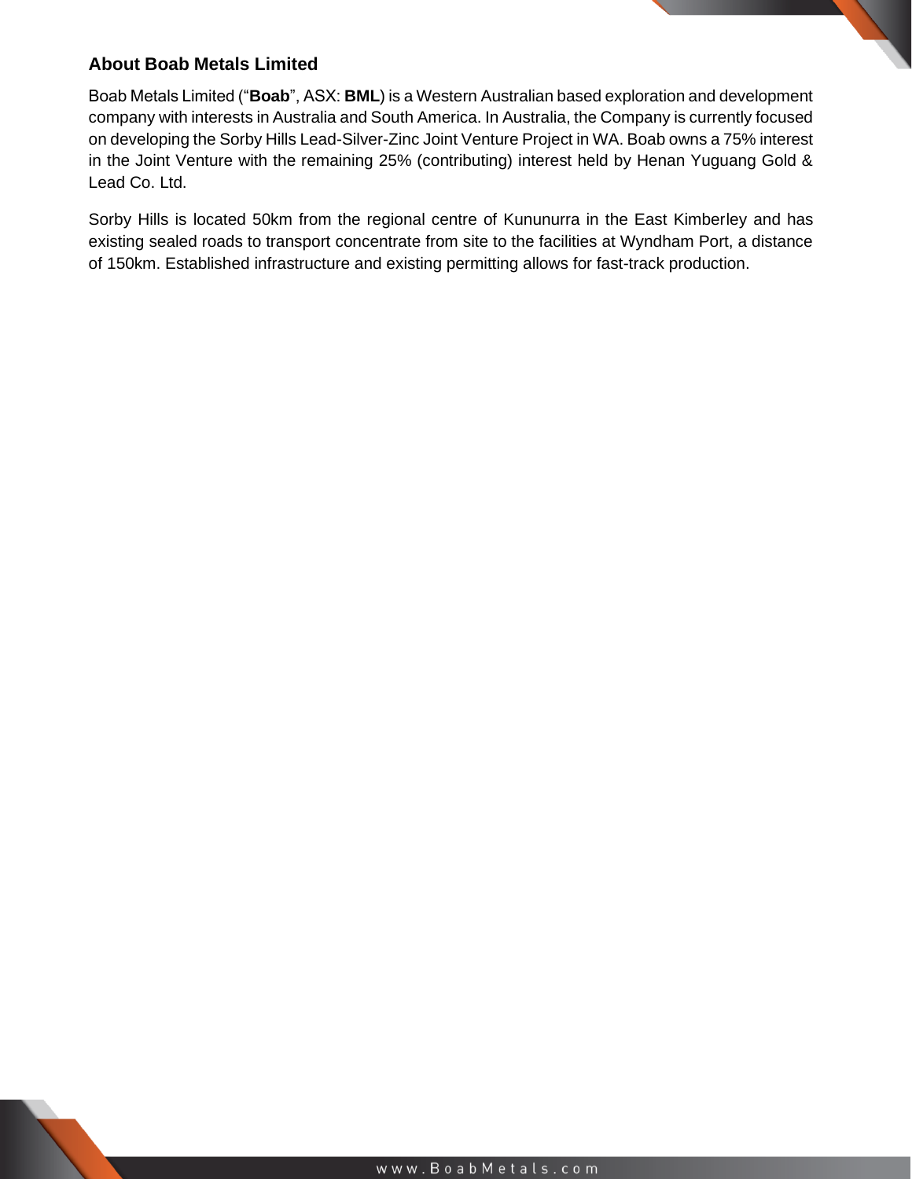## About Boab Metals Limited

Boab Metals Limited ("**Boab**", ASX: **BML**) is a Western Australian based exploration and development company with interests in Australia and South America. In Australia, the Company is currently focused on developing the Sorby Hills Lead-Silver-Zinc Joint Venture Project in WA. Boab owns a 75% interest in the Joint Venture with the remaining 25% (contributing) interest held by Henan Yuguang Gold & Lead Co. Ltd.

Sorby Hills is located 50km from the regional centre of Kununurra in the East Kimberley and has existing sealed roads to transport concentrate from site to the facilities at Wyndham Port, a distance of 150km. Established infrastructure and existing permitting allows for fast-track production.